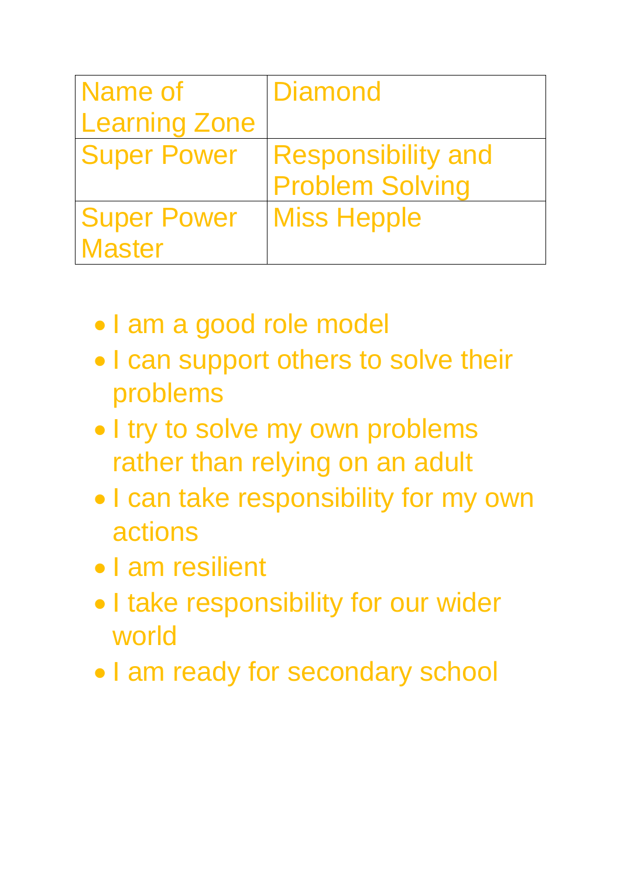| Name of Learning Zone | Diamond |
| --- | --- |
| Super Power | Responsibility and Problem Solving |
| Super Power Master | Miss Hepple |

- I am a good role model
- I can support others to solve their problems
- I try to solve my own problems rather than relying on an adult
- I can take responsibility for my own actions
- I am resilient
- I take responsibility for our wider world
- I am ready for secondary school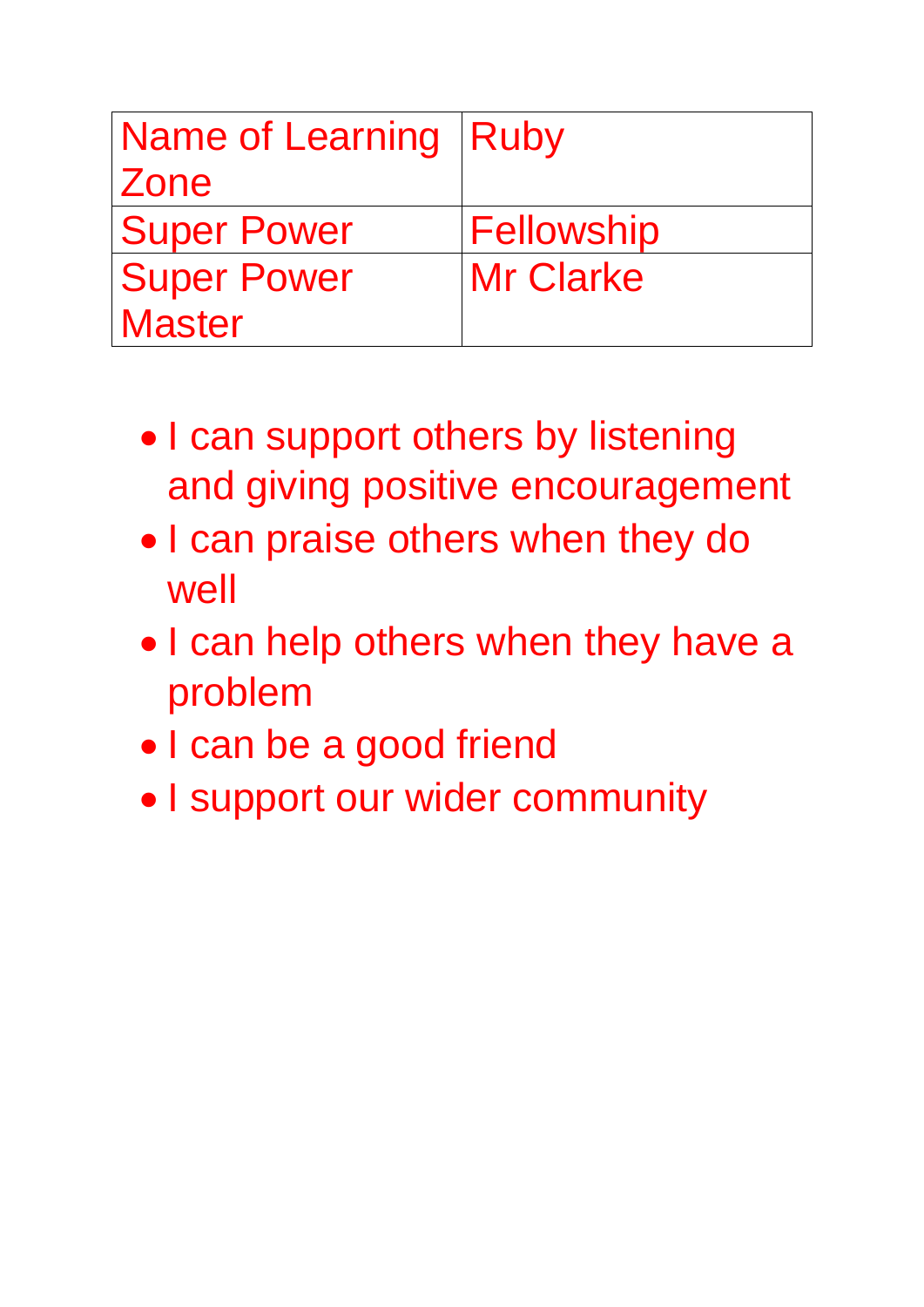| Name of Learning Zone | Ruby |
|---|---|
| Super Power | Fellowship |
| Super Power Master | Mr Clarke |

- I can support others by listening and giving positive encouragement
- I can praise others when they do well
- I can help others when they have a problem
- I can be a good friend
- I support our wider community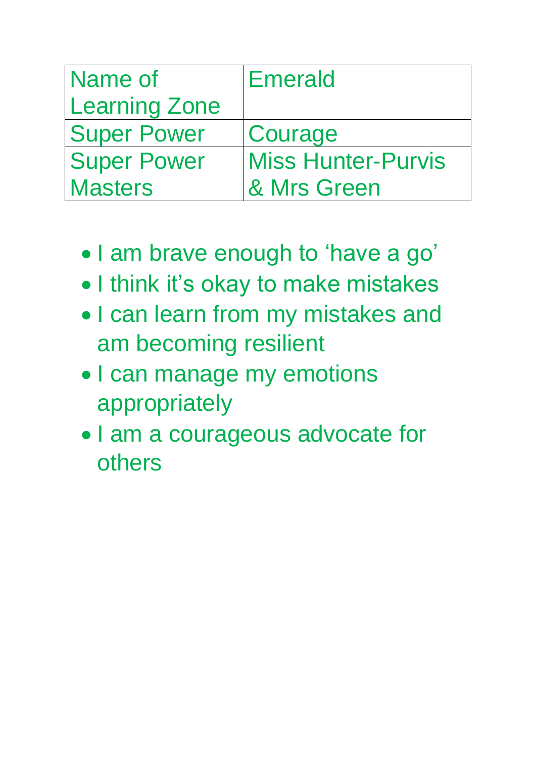| Name of Learning Zone | Emerald |
| --- | --- |
| Super Power | Courage |
| Super Power Masters | Miss Hunter-Purvis & Mrs Green |

- I am brave enough to 'have a go'
- I think it's okay to make mistakes
- I can learn from my mistakes and am becoming resilient
- I can manage my emotions appropriately
- I am a courageous advocate for others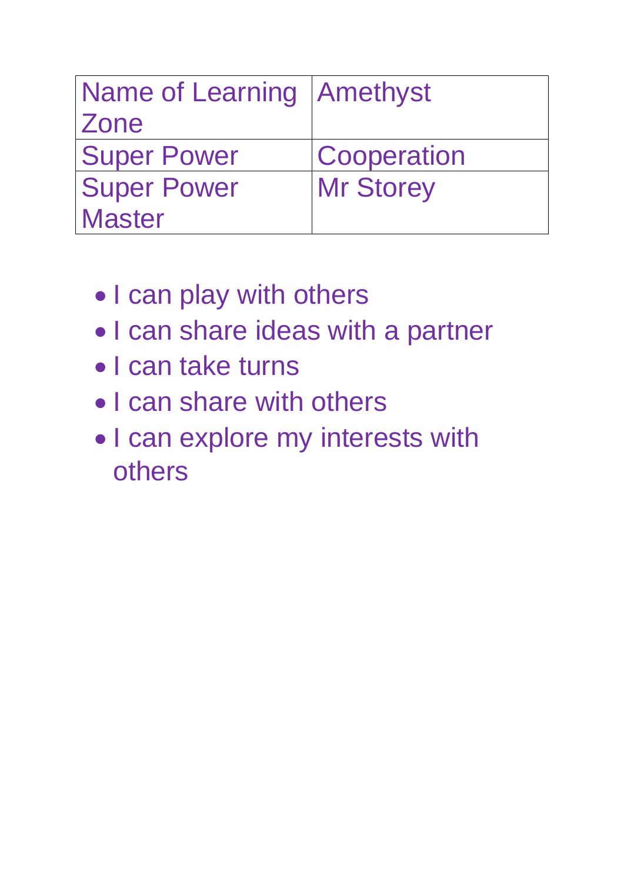| Name of Learning Zone | Amethyst |
| --- | --- |
| Super Power | Cooperation |
| Super Power Master | Mr Storey |

- I can play with others
- I can share ideas with a partner
- I can take turns
- I can share with others
- I can explore my interests with others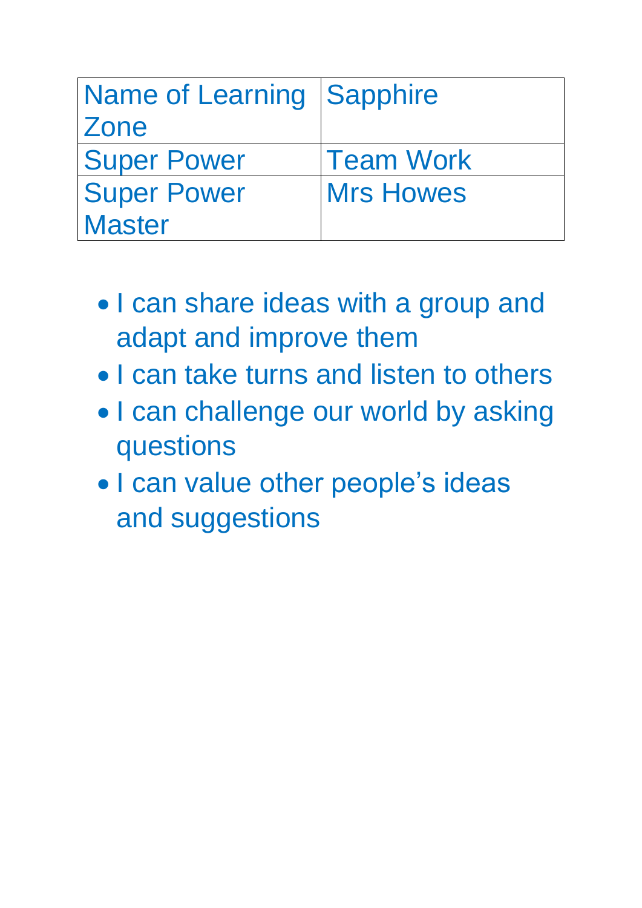| Name of Learning Zone | Sapphire |
| --- | --- |
| Super Power | Team Work |
| Super Power Master | Mrs Howes |

- I can share ideas with a group and adapt and improve them
- I can take turns and listen to others
- I can challenge our world by asking questions
- I can value other people's ideas and suggestions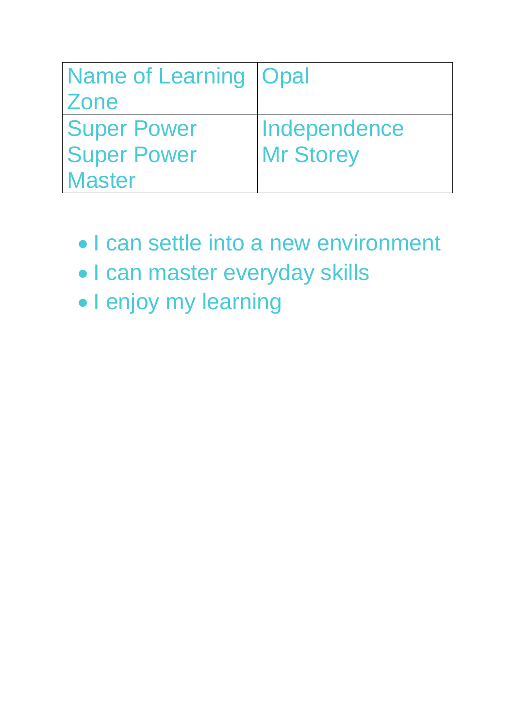| | |
|---|---|
| Name of Learning Zone | Opal |
| Super Power | Independence |
| Super Power Master | Mr Storey |

- I can settle into a new environment
- I can master everyday skills
- I enjoy my learning